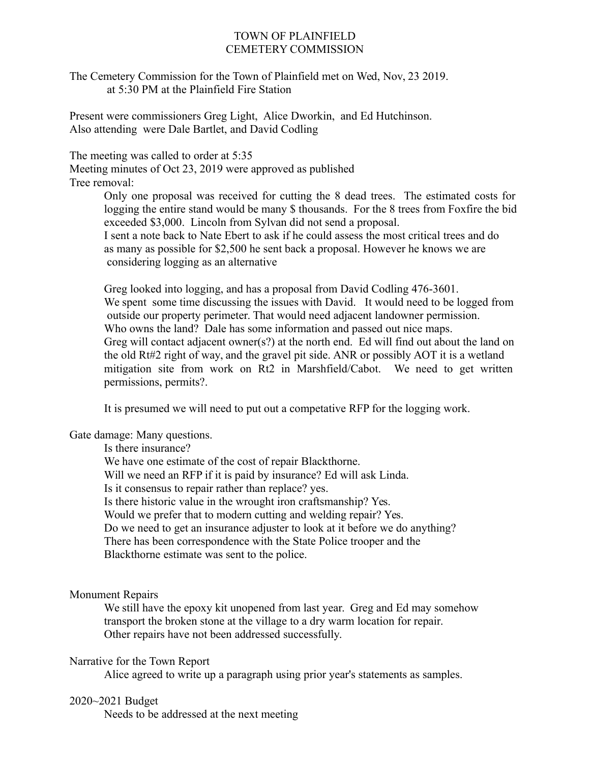# TOWN OF PLAINFIELD
# CEMETERY COMMISSION

The Cemetery Commission for the Town of Plainfield met on Wed, Nov, 23 2019.
at 5:30 PM at the Plainfield Fire Station

Present were commissioners Greg Light, Alice Dworkin, and Ed Hutchinson.
Also attending were Dale Bartlet, and David Codling

The meeting was called to order at 5:35
Meeting minutes of Oct 23, 2019 were approved as published
Tree removal:

Only one proposal was received for cutting the 8 dead trees. The estimated costs for logging the entire stand would be many $ thousands. For the 8 trees from Foxfire the bid exceeded $3,000. Lincoln from Sylvan did not send a proposal.
I sent a note back to Nate Ebert to ask if he could assess the most critical trees and do as many as possible for $2,500 he sent back a proposal. However he knows we are considering logging as an alternative

Greg looked into logging, and has a proposal from David Codling 476-3601.
We spent some time discussing the issues with David. It would need to be logged from outside our property perimeter. That would need adjacent landowner permission.
Who owns the land? Dale has some information and passed out nice maps.
Greg will contact adjacent owner(s?) at the north end. Ed will find out about the land on the old Rt#2 right of way, and the gravel pit side. ANR or possibly AOT it is a wetland mitigation site from work on Rt2 in Marshfield/Cabot. We need to get written permissions, permits?.

It is presumed we will need to put out a competative RFP for the logging work.

Gate damage: Many questions.

Is there insurance?
We have one estimate of the cost of repair Blackthorne.
Will we need an RFP if it is paid by insurance? Ed will ask Linda.
Is it consensus to repair rather than replace? yes.
Is there historic value in the wrought iron craftsmanship? Yes.
Would we prefer that to modern cutting and welding repair? Yes.
Do we need to get an insurance adjuster to look at it before we do anything?
There has been correspondence with the State Police trooper and the Blackthorne estimate was sent to the police.

Monument Repairs

We still have the epoxy kit unopened from last year. Greg and Ed may somehow transport the broken stone at the village to a dry warm location for repair.
Other repairs have not been addressed successfully.

Narrative for the Town Report

Alice agreed to write up a paragraph using prior year's statements as samples.

2020~2021 Budget

Needs to be addressed at the next meeting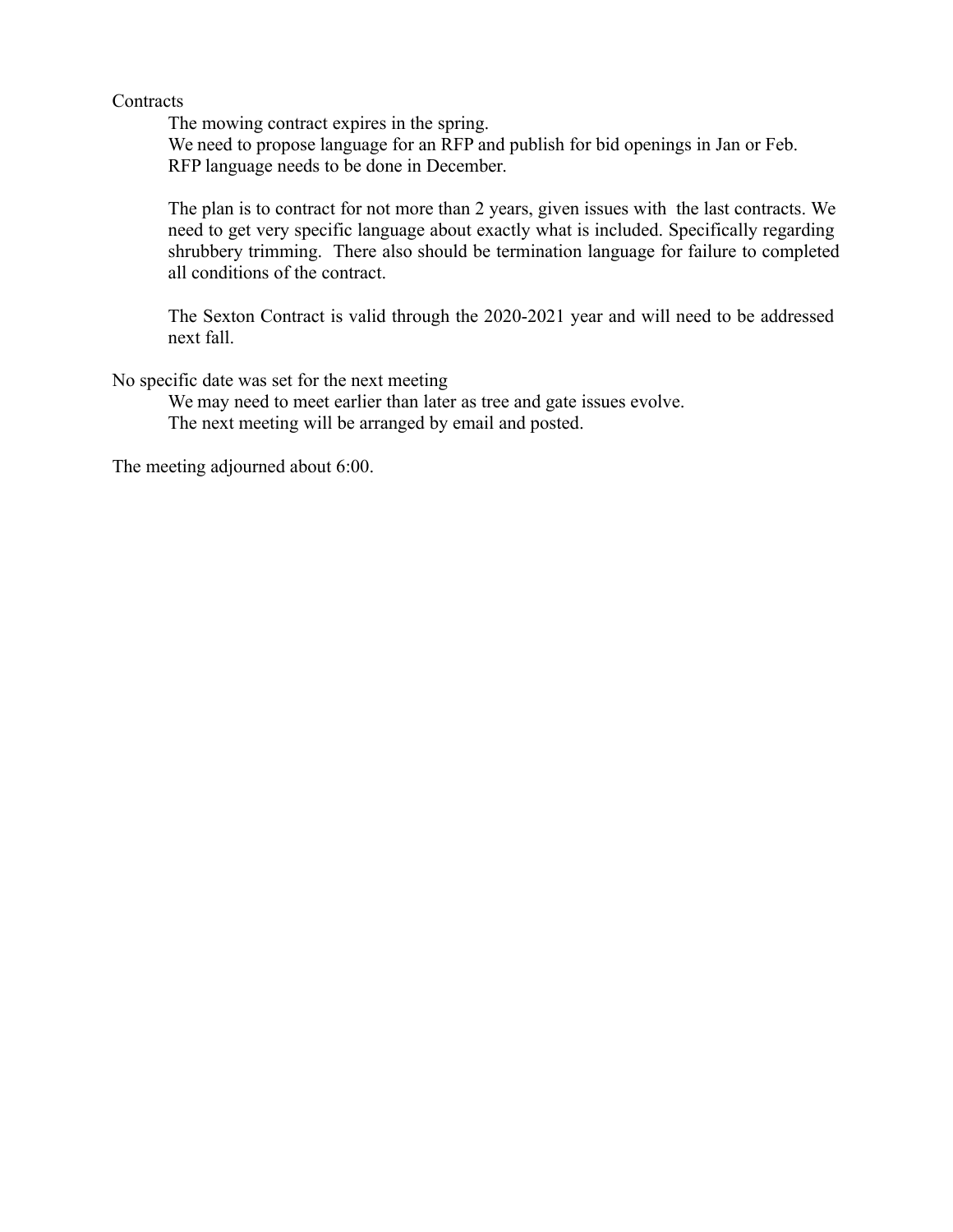Contracts

The mowing contract expires in the spring.
We need to propose language for an RFP and publish for bid openings in Jan or Feb.
RFP language needs to be done in December.

The plan is to contract for not more than 2 years, given issues with the last contracts. We need to get very specific language about exactly what is included. Specifically regarding shrubbery trimming. There also should be termination language for failure to completed all conditions of the contract.

The Sexton Contract is valid through the 2020-2021 year and will need to be addressed next fall.

No specific date was set for the next meeting

We may need to meet earlier than later as tree and gate issues evolve.
The next meeting will be arranged by email and posted.

The meeting adjourned about 6:00.